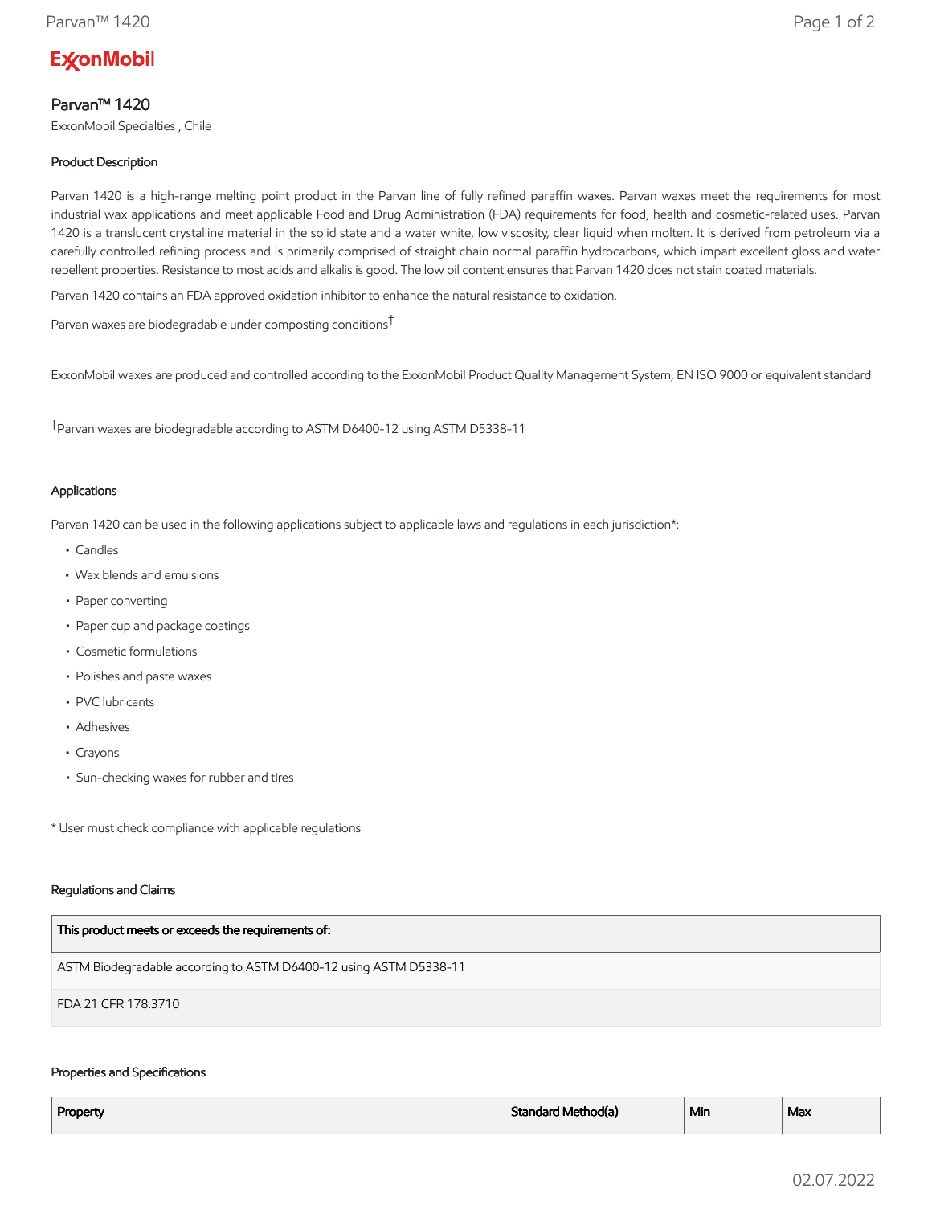# ExxonMobil

## Parvan™ 1420

ExxonMobil Specialties , Chile

### Product Description

Parvan 1420 is a high-range melting point product in the Parvan line of fully refined paraffin waxes. Parvan waxes meet the requirements for most industrial wax applications and meet applicable Food and Drug Administration (FDA) requirements for food, health and cosmetic-related uses. Parvan 1420 is a translucent crystalline material in the solid state and a water white, low viscosity, clear liquid when molten. It is derived from petroleum via a carefully controlled refining process and is primarily comprised of straight chain normal paraffin hydrocarbons, which impart excellent gloss and water repellent properties. Resistance to most acids and alkalis is good. The low oil content ensures that Parvan 1420 does not stain coated materials.

Parvan 1420 contains an FDA approved oxidation inhibitor to enhance the natural resistance to oxidation.

Parvan waxes are biodegradable under composting conditions†

ExxonMobil waxes are produced and controlled according to the ExxonMobil Product Quality Management System, EN ISO 9000 or equivalent standard

†Parvan waxes are biodegradable according to ASTM D6400-12 using ASTM D5338-11

### Applications

Parvan 1420 can be used in the following applications subject to applicable laws and regulations in each jurisdiction*:

- Candles
- Wax blends and emulsions
- Paper converting
- Paper cup and package coatings
- Cosmetic formulations
- Polishes and paste waxes
- PVC lubricants
- Adhesives
- Crayons
- Sun-checking waxes for rubber and tIres

* User must check compliance with applicable regulations

### Regulations and Claims

| This product meets or exceeds the requirements of: |
|---|
| ASTM Biodegradable according to ASTM D6400-12 using ASTM D5338-11 |
| FDA 21 CFR 178.3710 |

### Properties and Specifications

| Property | Standard Method(a) | Min | Max |
|---|---|---|---|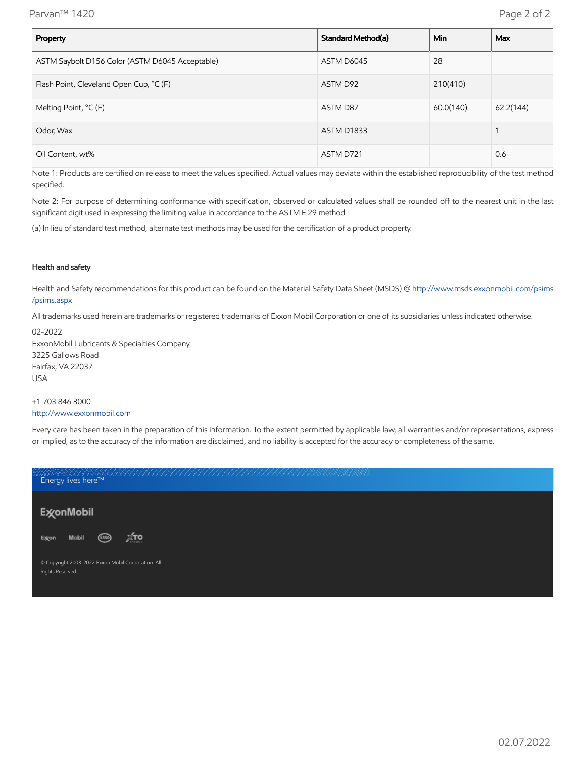| Property | Standard Method(a) | Min | Max |
|---|---|---|---|
| ASTM Saybolt D156 Color (ASTM D6045 Acceptable) | ASTM D6045 | 28 | |
| Flash Point, Cleveland Open Cup, °C (F) | ASTM D92 | 210(410) | |
| Melting Point, °C (F) | ASTM D87 | 60.0(140) | 62.2(144) |
| Odor, Wax | ASTM D1833 | | 1 |
| Oil Content, wt% | ASTM D721 | | 0.6 |

Note 1: Products are certified on release to meet the values specified. Actual values may deviate within the established reproducibility of the test method specified.

Note 2: For purpose of determining conformance with specification, observed or calculated values shall be rounded off to the nearest unit in the last significant digit used in expressing the limiting value in accordance to the ASTM E 29 method

(a) In lieu of standard test method, alternate test methods may be used for the certification of a product property.

### Health and safety

Health and Safety recommendations for this product can be found on the Material Safety Data Sheet (MSDS) @ http://www.msds.exxonmobil.com/psims/psims.aspx

All trademarks used herein are trademarks or registered trademarks of Exxon Mobil Corporation or one of its subsidiaries unless indicated otherwise.

02-2022
ExxonMobil Lubricants & Specialties Company
3225 Gallows Road
Fairfax, VA 22037
USA

+1 703 846 3000
http://www.exxonmobil.com

Every care has been taken in the preparation of this information. To the extent permitted by applicable law, all warranties and/or representations, express or implied, as to the accuracy of the information are disclaimed, and no liability is accepted for the accuracy or completeness of the same.

Energy lives here™

ExxonMobil

Exxon Mobil Esso XTO

© Copyright 2003-2022 Exxon Mobil Corporation. All Rights Reserved